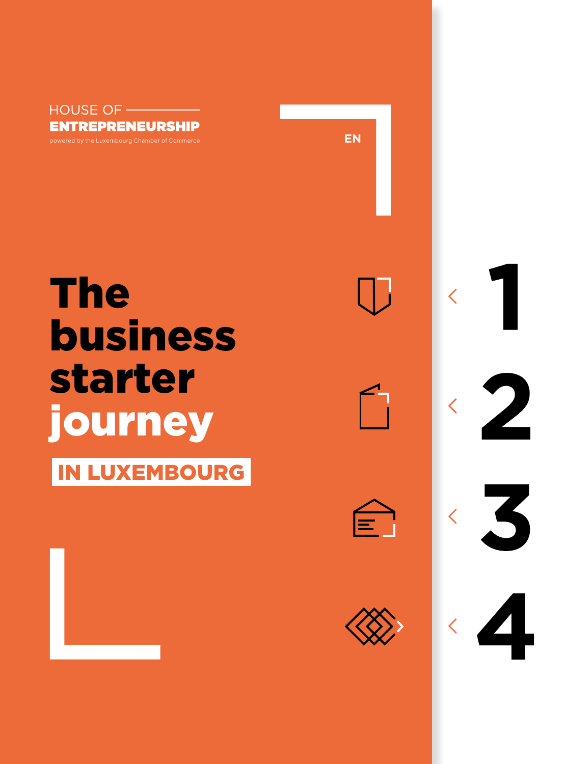HOUSE OF
**ENTREPRENEURSHIP**
powered by the Luxembourg Chamber of Commerce

EN

# The business starter journey

## IN LUXEMBOURG

1

2

3

4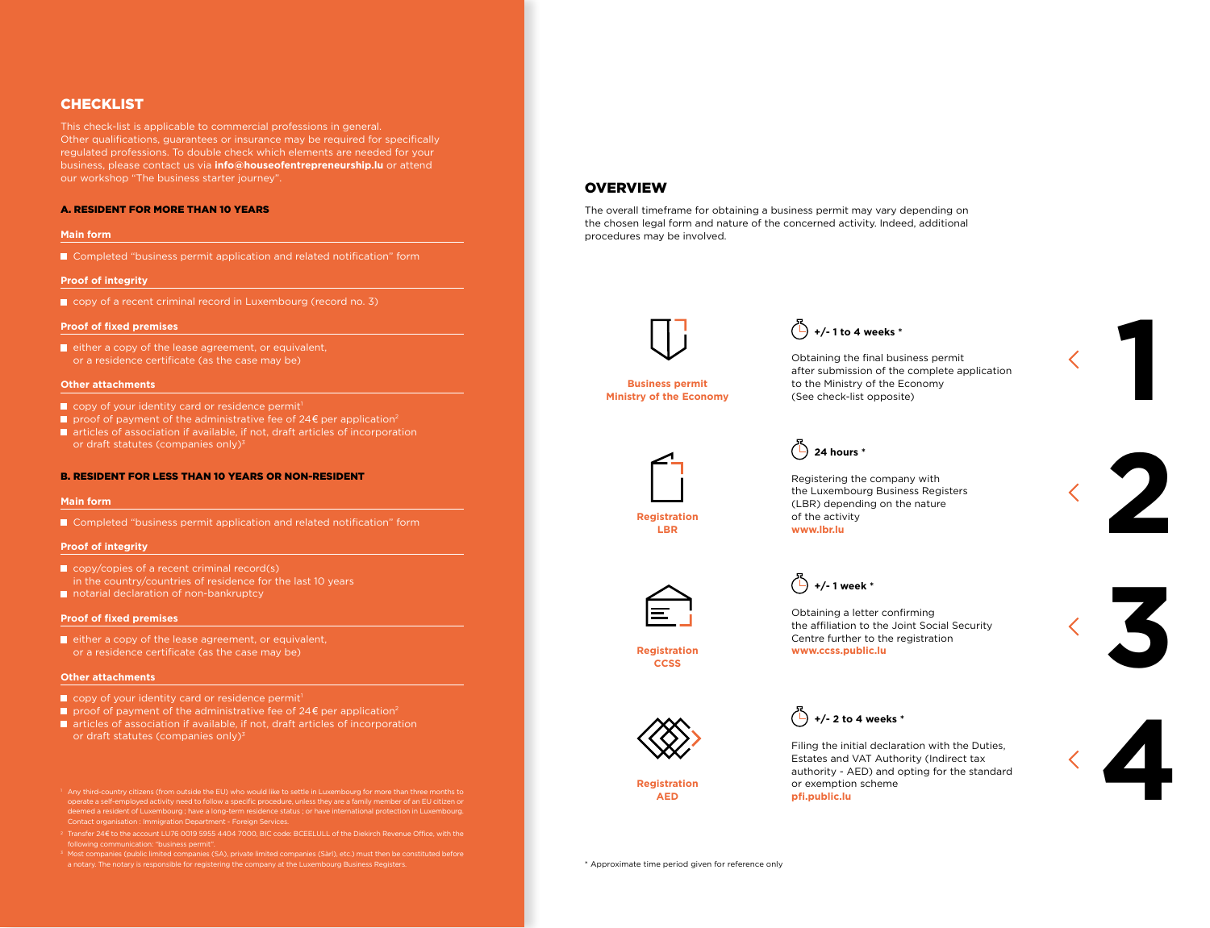## CHECKLIST

This check-list is applicable to commercial professions in general. Other qualifications, guarantees or insurance may be required for specifically regulated professions. To double check which elements are needed for your business, please contact us via **info@houseofentrepreneurship.lu** or attend our workshop "The business starter journey".

### A. RESIDENT FOR MORE THAN 10 YEARS

**Main form**

- Completed "business permit application and related notification" form

**Proof of integrity**

- copy of a recent criminal record in Luxembourg (record no. 3)

**Proof of fixed premises**

- either a copy of the lease agreement, or equivalent, or a residence certificate (as the case may be)

**Other attachments**

- copy of your identity card or residence permit[1]
- proof of payment of the administrative fee of 24€ per application[2]
- articles of association if available, if not, draft articles of incorporation or draft statutes (companies only)[3]

### B. RESIDENT FOR LESS THAN 10 YEARS OR NON-RESIDENT

**Main form**

- Completed "business permit application and related notification" form

**Proof of integrity**

- copy/copies of a recent criminal record(s) in the country/countries of residence for the last 10 years
- notarial declaration of non-bankruptcy

**Proof of fixed premises**

- either a copy of the lease agreement, or equivalent, or a residence certificate (as the case may be)

**Other attachments**

- copy of your identity card or residence permit[1]
- proof of payment of the administrative fee of 24€ per application[2]
- articles of association if available, if not, draft articles of incorporation or draft statutes (companies only)[3]

[1] Any third-country citizens (from outside the EU) who would like to settle in Luxembourg for more than three months to operate a self-employed activity need to follow a specific procedure, unless they are a family member of an EU citizen or deemed a resident of Luxembourg ; have a long-term residence status ; or have international protection in Luxembourg. Contact organisation : Immigration Department - Foreign Services.

[2] Transfer 24€ to the account LU76 0019 5955 4404 7000, BIC code: BCEELULL of the Diekirch Revenue Office, with the following communication: "business permit".

[3] Most companies (public limited companies (SA), private limited companies (Sàrl), etc.) must then be constituted before a notary. The notary is responsible for registering the company at the Luxembourg Business Registers.

## OVERVIEW

The overall timeframe for obtaining a business permit may vary depending on the chosen legal form and nature of the concerned activity. Indeed, additional procedures may be involved.

### 1 – Business permit, Ministry of the Economy

**+/- 1 to 4 weeks ***

Obtaining the final business permit after submission of the complete application to the Ministry of the Economy (See check-list opposite)

### 2 – Registration LBR

**24 hours ***

Registering the company with the Luxembourg Business Registers (LBR) depending on the nature of the activity
**www.lbr.lu**

### 3 – Registration CCSS

**+/- 1 week ***

Obtaining a letter confirming the affiliation to the Joint Social Security Centre further to the registration
**www.ccss.public.lu**

### 4 – Registration AED

**+/- 2 to 4 weeks ***

Filing the initial declaration with the Duties, Estates and VAT Authority (Indirect tax authority - AED) and opting for the standard or exemption scheme
**pfi.public.lu**

* Approximate time period given for reference only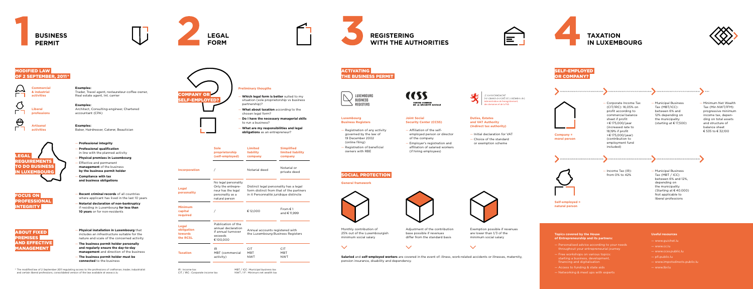# 1 BUSINESS PERMIT

## MODIFIED LAW OF 2 SEPTEMBER, 2011*

**Commercial & industrial activities**

**Examples:**
Trader, Travel agent, restaurateur-coffee owner, Real estate agent, Int. carrier

**Liberal professions**

**Examples:**
Architect, Consulting-engineer, Chartered accountant (CPA)

**Artisanal activities**

**Examples:**
Baker, Hairdresser, Caterer, Beautician

## LEGAL REQUIREMENTS TO DO BUSINESS IN LUXEMBOURG

- **Professional integrity**
- **Professional qualification** in line with the planned activity
- **Physical premises in Luxembourg**
- Effective and permanent **management** of the business **by the business permit holder**
- **Compliance with tax and business obligations**

## FOCUS ON PROFESSIONAL INTEGRITY

- **Recent criminal records** of all countries where applicant has lived in the last 10 years
- **Notarial declaration of non-bankruptcy** if residing in Luxembourg **for less than 10 years** or for non-residents

## ABOUT FIXED PREMISES AND EFFECTIVE MANAGEMENT

- **Physical installation in Luxembourg** that includes an infrastructure suitable for the nature and scale of the concerned activity
- **The business permit holder personally and regularly ensure the day-to-day management** and direction of the business
- **The business permit holder must be connected** to the business

* The modified law of 2 September 2011 regulating access to the professions of craftsman, trader, industrialist and certain liberal professions, consolidated version of the law available at www.cc.lu

# 2 LEGAL FORM

## COMPANY OR SELF-EMPLOYED?

**Preliminary thougths**

- **Which legal form is better** suited to my situation (sole proprietorship vs business partnership)?
- **What about taxation** according to the chosen legal form?
- **Do I have the necessary managerial skills** to run a business?
- **What are my responsibilities and legal obligations** as an entrepreneur?

| | Sole proprietorship (self-employed) | Limited liability company | Simplified limited liability company |
|---|---|---|---|
| Incorporation | / | Notarial deed | Notarial or private deed |
| Legal personality | No legal personality Only the entrepreneur has the legal personality as a natural person | Distinct legal personality has a legal form distinct from that of the partners in it Personnalité juridique distincte | |
| Minimum capital required | / | € 12,000 | From € 1 and € 11,999 |
| Legal obligation towards the RCSL | Publication of the annual declaration if annual turnover exceeds € 100,000 | Annual accounts registered with the Luxembourg Business Registers | |
| Taxation | IR<br>MBT (commercial activity) | CIT<br>MBT<br>NWT | CIT<br>MBT<br>NWT |

IR : Income tax
CIT / IRC : Corporate income tax
MBT / ICC : Municipal business tax
NWT / IF : Minimum net wealth tax

# 3 REGISTERING WITH THE AUTHORITIES

## ACTIVATING THE BUSINESS PERMIT

**Luxembourg Business Registers**

- Registration of any activity governed by the law of 19 December 2002 (online filing)
- Registration of beneficial owners with RBE

**Joint Social Security Center (CCSS)**

- Affiliation of the self-employed person or director of the company
- Employer's registration and affiliation of salaried workers (if hiring employees)

**Duties, Estates and VAT Authority (indirect tax authority)**

- Initial declaration for VAT
- Choice of the standard or exemption scheme

## SOCIAL PROTECTION

**General framework**

Monthly contribution of 25% out of the Luxembourgish minimum social salary

Adjustment of the contribution base possible if revenues differ from the standard basis

Exemption possible if revenues are lower than 1/3 of the minimum social salary

**Salaried** and **self-employed workers** are covered in the event of: illness, work-related accidents or illnesses, maternity, pension insurance, disability and dependency.

# 4 TAXATION IN LUXEMBOURG

## SELF-EMPLOYED OR COMPANY?

**Company = moral person**

- Corporate Income Tax (CIT/IRC): 16,05% on profit according to commercial balance sheet if profit <€ 175,000/year (increased rate to 18,19% if profit >€ 175,000/year) (contribution to employment fund included)
- Municipal Business Tax (MBT/ICC): between 6% and 12% depending on the municipality (starting at € 17,500)
- Minimum Net Wealth Tax (Min NWT/IFM): progressive minimum income tax, depending on total assets and structure of balance sheet € 535 to € 32,100

**Self-employed = natural person**

- Income Tax (IR): from 0% to 42%
- Municipal Business Tax (MBT / ICC) between 6% and 12%, depending on the municipality (Starting at € 40.000) Not applicable to liberal professions

**Topics covered by the House of Entrepreneurship and its partners:**

- Personalised advice according to your needs throughout your entrepreneurial journey
- Free workshops on various topics: starting a business, development, financing and digitalisation
- Access to funding & state aids
- Networking & meet ups with experts

**Useful resources**

- www.guichet.lu
- www.cc.lu
- www.ccss.public.lu
- pfi.public.lu
- www.impotsdirects.public.lu
- www.lbr.lu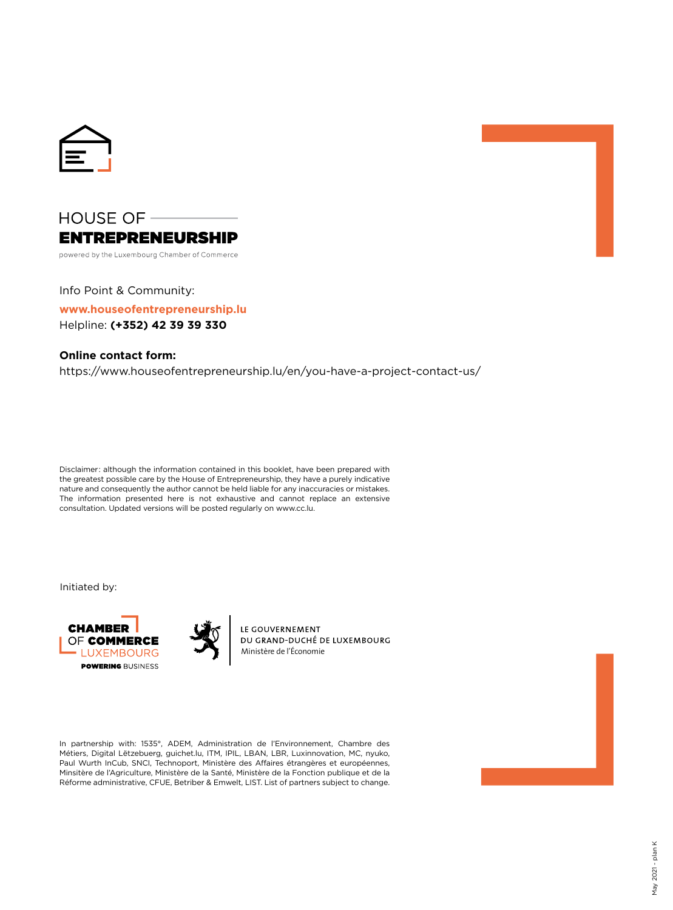HOUSE OF
**ENTREPRENEURSHIP**
powered by the Luxembourg Chamber of Commerce

Info Point & Community:

**www.houseofentrepreneurship.lu**
Helpline: **(+352) 42 39 39 330**

**Online contact form:**
https://www.houseofentrepreneurship.lu/en/you-have-a-project-contact-us/

Disclaimer: although the information contained in this booklet, have been prepared with the greatest possible care by the House of Entrepreneurship, they have a purely indicative nature and consequently the author cannot be held liable for any inaccuracies or mistakes. The information presented here is not exhaustive and cannot replace an extensive consultation. Updated versions will be posted regularly on www.cc.lu.

Initiated by:

CHAMBER OF COMMERCE LUXEMBOURG
POWERING BUSINESS

LE GOUVERNEMENT DU GRAND-DUCHÉ DE LUXEMBOURG
Ministère de l'Économie

In partnership with: 1535°, ADEM, Administration de l'Environnement, Chambre des Métiers, Digital Lëtzebuerg, guichet.lu, ITM, IPIL, LBAN, LBR, Luxinnovation, MC, nyuko, Paul Wurth InCub, SNCI, Technoport, Ministère des Affaires étrangères et européennes, Minsitère de l'Agriculture, Ministère de la Santé, Ministère de la Fonction publique et de la Réforme administrative, CFUE, Betriber & Emwelt, LIST. List of partners subject to change.

May 2021 - plan K